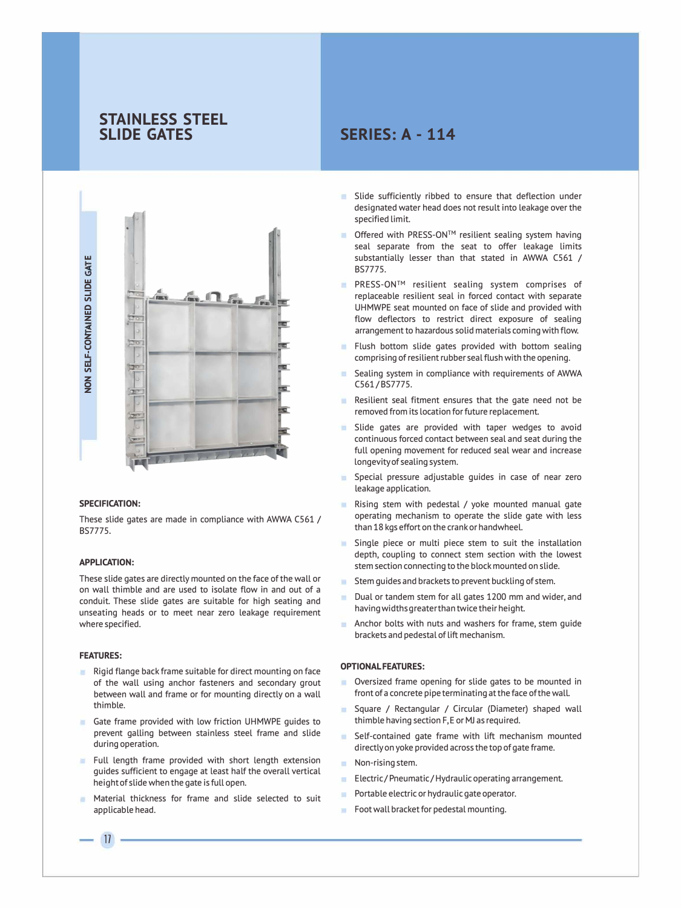# STAINLESS STEEL SLIDE GATES

## SERIES: A - 114

NON SELF-CONTAINED SLIDE GATE

### SPECIFICATION:

These slide gates are made in compliance with AWWA C561 / BS7775.

### APPLICATION:

These slide gates are directly mounted on the face of the wall or on wall thimble and are used to isolate flow in and out of a conduit. These slide gates are suitable for high seating and unseating heads or to meet near zero leakage requirement where specified.

### FEATURES:

- Rigid flange back frame suitable for direct mounting on face of the wall using anchor fasteners and secondary grout between wall and frame or for mounting directly on a wall thimble.
- Gate frame provided with low friction UHMWPE guides to prevent galling between stainless steel frame and slide during operation.
- Full length frame provided with short length extension guides sufficient to engage at least half the overall vertical height of slide when the gate is full open.
- Material thickness for frame and slide selected to suit applicable head.
- Slide sufficiently ribbed to ensure that deflection under designated water head does not result into leakage over the specified limit.
- Offered with PRESS-ON™ resilient sealing system having seal separate from the seat to offer leakage limits substantially lesser than that stated in AWWA C561 / BS7775.
- PRESS-ON™ resilient sealing system comprises of replaceable resilient seal in forced contact with separate UHMWPE seat mounted on face of slide and provided with flow deflectors to restrict direct exposure of sealing arrangement to hazardous solid materials coming with flow.
- Flush bottom slide gates provided with bottom sealing comprising of resilient rubber seal flush with the opening.
- Sealing system in compliance with requirements of AWWA C561 / BS7775.
- Resilient seal fitment ensures that the gate need not be removed from its location for future replacement.
- Slide gates are provided with taper wedges to avoid continuous forced contact between seal and seat during the full opening movement for reduced seal wear and increase longevity of sealing system.
- Special pressure adjustable guides in case of near zero leakage application.
- Rising stem with pedestal / yoke mounted manual gate operating mechanism to operate the slide gate with less than 18 kgs effort on the crank or handwheel.
- Single piece or multi piece stem to suit the installation depth, coupling to connect stem section with the lowest stem section connecting to the block mounted on slide.
- Stem guides and brackets to prevent buckling of stem.
- Dual or tandem stem for all gates 1200 mm and wider, and having widths greater than twice their height.
- Anchor bolts with nuts and washers for frame, stem guide brackets and pedestal of lift mechanism.

### OPTIONAL FEATURES:

- Oversized frame opening for slide gates to be mounted in front of a concrete pipe terminating at the face of the wall.
- Square / Rectangular / Circular (Diameter) shaped wall thimble having section F, E or MJ as required.
- Self-contained gate frame with lift mechanism mounted directly on yoke provided across the top of gate frame.
- Non-rising stem.
- Electric / Pneumatic / Hydraulic operating arrangement.
- Portable electric or hydraulic gate operator.
- Foot wall bracket for pedestal mounting.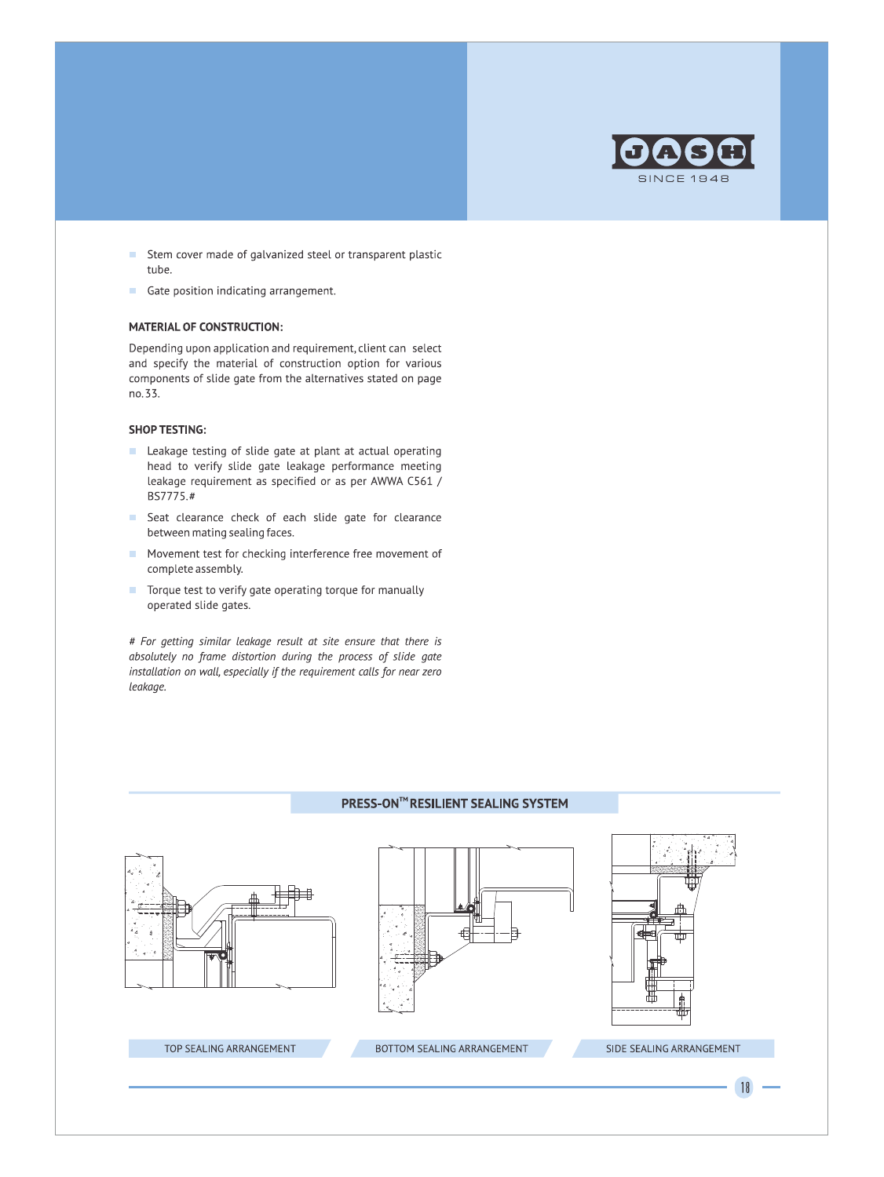- Stem cover made of galvanized steel or transparent plastic tube.
- Gate position indicating arrangement.

### MATERIAL OF CONSTRUCTION:

Depending upon application and requirement, client can select and specify the material of construction option for various components of slide gate from the alternatives stated on page no. 33.

### SHOP TESTING:

- Leakage testing of slide gate at plant at actual operating head to verify slide gate leakage performance meeting leakage requirement as specified or as per AWWA C561 / BS7775.#
- Seat clearance check of each slide gate for clearance between mating sealing faces.
- Movement test for checking interference free movement of complete assembly.
- Torque test to verify gate operating torque for manually operated slide gates.

*# For getting similar leakage result at site ensure that there is absolutely no frame distortion during the process of slide gate installation on wall, especially if the requirement calls for near zero leakage.*

### PRESS-ON™ RESILIENT SEALING SYSTEM

TOP SEALING ARRANGEMENT

BOTTOM SEALING ARRANGEMENT

SIDE SEALING ARRANGEMENT